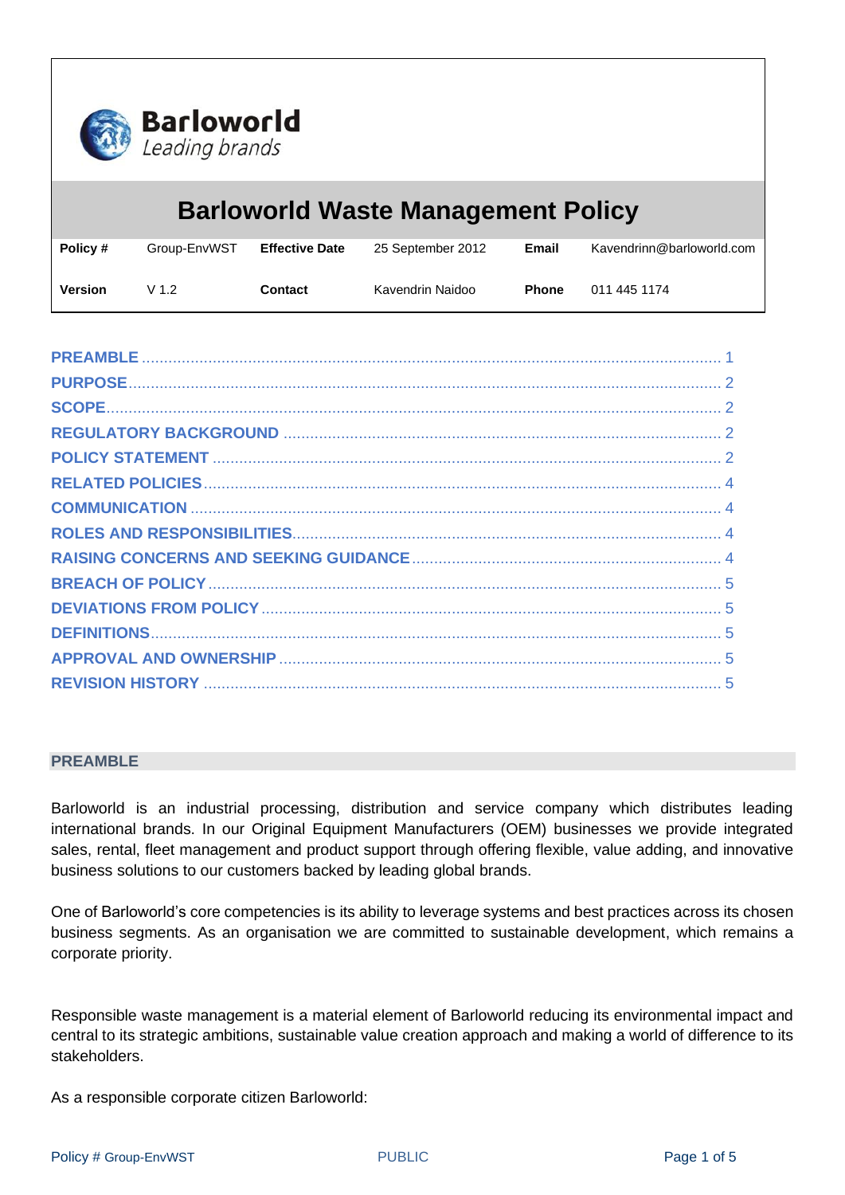Barloworld
*Leading brands*

# Barloworld Waste Management Policy

| Policy # | Group-EnvWST | Effective Date | 25 September 2012 | Email | Kavendrinn@barloworld.com |
|---|---|---|---|---|---|
| Version | V 1.2 | Contact | Kavendrin Naidoo | Phone | 011 445 1174 |

- PREAMBLE ..... 1
- PURPOSE ..... 2
- SCOPE ..... 2
- REGULATORY BACKGROUND ..... 2
- POLICY STATEMENT ..... 2
- RELATED POLICIES ..... 4
- COMMUNICATION ..... 4
- ROLES AND RESPONSIBILITIES ..... 4
- RAISING CONCERNS AND SEEKING GUIDANCE ..... 4
- BREACH OF POLICY ..... 5
- DEVIATIONS FROM POLICY ..... 5
- DEFINITIONS ..... 5
- APPROVAL AND OWNERSHIP ..... 5
- REVISION HISTORY ..... 5

## PREAMBLE

Barloworld is an industrial processing, distribution and service company which distributes leading international brands. In our Original Equipment Manufacturers (OEM) businesses we provide integrated sales, rental, fleet management and product support through offering flexible, value adding, and innovative business solutions to our customers backed by leading global brands.

One of Barloworld's core competencies is its ability to leverage systems and best practices across its chosen business segments. As an organisation we are committed to sustainable development, which remains a corporate priority.

Responsible waste management is a material element of Barloworld reducing its environmental impact and central to its strategic ambitions, sustainable value creation approach and making a world of difference to its stakeholders.

As a responsible corporate citizen Barloworld: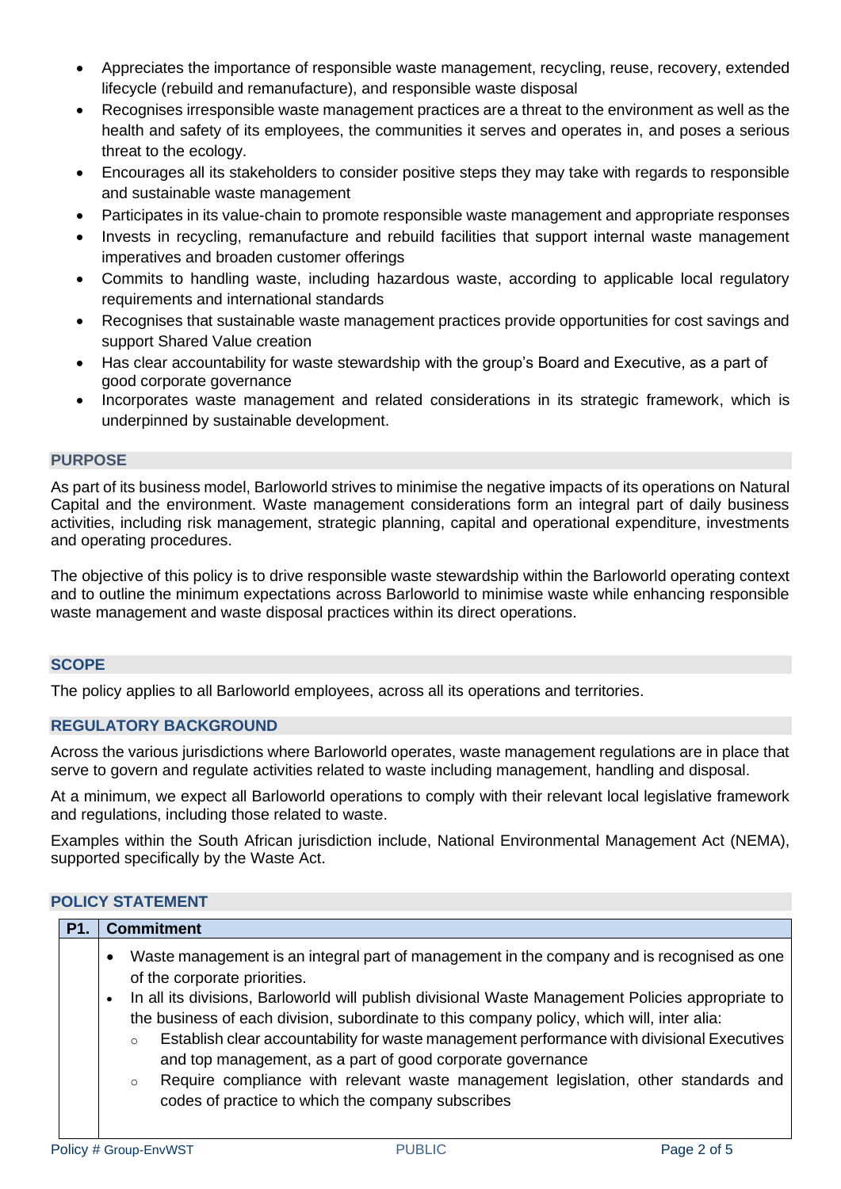- Appreciates the importance of responsible waste management, recycling, reuse, recovery, extended lifecycle (rebuild and remanufacture), and responsible waste disposal
- Recognises irresponsible waste management practices are a threat to the environment as well as the health and safety of its employees, the communities it serves and operates in, and poses a serious threat to the ecology.
- Encourages all its stakeholders to consider positive steps they may take with regards to responsible and sustainable waste management
- Participates in its value-chain to promote responsible waste management and appropriate responses
- Invests in recycling, remanufacture and rebuild facilities that support internal waste management imperatives and broaden customer offerings
- Commits to handling waste, including hazardous waste, according to applicable local regulatory requirements and international standards
- Recognises that sustainable waste management practices provide opportunities for cost savings and support Shared Value creation
- Has clear accountability for waste stewardship with the group's Board and Executive, as a part of good corporate governance
- Incorporates waste management and related considerations in its strategic framework, which is underpinned by sustainable development.

## PURPOSE

As part of its business model, Barloworld strives to minimise the negative impacts of its operations on Natural Capital and the environment. Waste management considerations form an integral part of daily business activities, including risk management, strategic planning, capital and operational expenditure, investments and operating procedures.

The objective of this policy is to drive responsible waste stewardship within the Barloworld operating context and to outline the minimum expectations across Barloworld to minimise waste while enhancing responsible waste management and waste disposal practices within its direct operations.

## SCOPE

The policy applies to all Barloworld employees, across all its operations and territories.

## REGULATORY BACKGROUND

Across the various jurisdictions where Barloworld operates, waste management regulations are in place that serve to govern and regulate activities related to waste including management, handling and disposal.

At a minimum, we expect all Barloworld operations to comply with their relevant local legislative framework and regulations, including those related to waste.

Examples within the South African jurisdiction include, National Environmental Management Act (NEMA), supported specifically by the Waste Act.

## POLICY STATEMENT

| P1. | Commitment |
|---|---|
| | • Waste management is an integral part of management in the company and is recognised as one of the corporate priorities.<br>• In all its divisions, Barloworld will publish divisional Waste Management Policies appropriate to the business of each division, subordinate to this company policy, which will, inter alia:<br>  ○ Establish clear accountability for waste management performance with divisional Executives and top management, as a part of good corporate governance<br>  ○ Require compliance with relevant waste management legislation, other standards and codes of practice to which the company subscribes |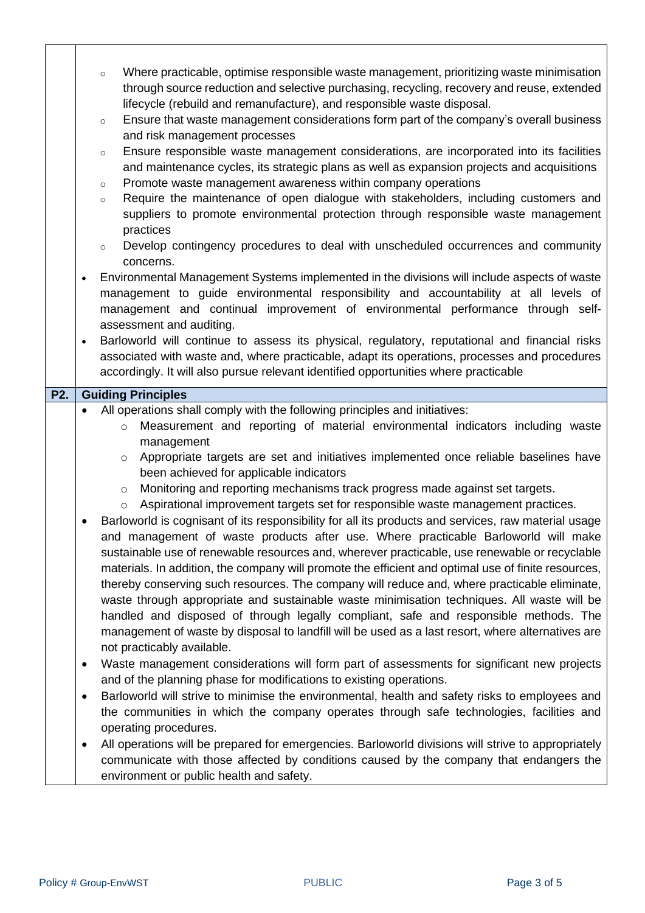- Where practicable, optimise responsible waste management, prioritizing waste minimisation through source reduction and selective purchasing, recycling, recovery and reuse, extended lifecycle (rebuild and remanufacture), and responsible waste disposal.
- Ensure that waste management considerations form part of the company's overall business and risk management processes
- Ensure responsible waste management considerations, are incorporated into its facilities and maintenance cycles, its strategic plans as well as expansion projects and acquisitions
- Promote waste management awareness within company operations
- Require the maintenance of open dialogue with stakeholders, including customers and suppliers to promote environmental protection through responsible waste management practices
- Develop contingency procedures to deal with unscheduled occurrences and community concerns.

- Environmental Management Systems implemented in the divisions will include aspects of waste management to guide environmental responsibility and accountability at all levels of management and continual improvement of environmental performance through self-assessment and auditing.
- Barloworld will continue to assess its physical, regulatory, reputational and financial risks associated with waste and, where practicable, adapt its operations, processes and procedures accordingly. It will also pursue relevant identified opportunities where practicable

## P2. Guiding Principles

- All operations shall comply with the following principles and initiatives:
  - Measurement and reporting of material environmental indicators including waste management
  - Appropriate targets are set and initiatives implemented once reliable baselines have been achieved for applicable indicators
  - Monitoring and reporting mechanisms track progress made against set targets.
  - Aspirational improvement targets set for responsible waste management practices.
- Barloworld is cognisant of its responsibility for all its products and services, raw material usage and management of waste products after use. Where practicable Barloworld will make sustainable use of renewable resources and, wherever practicable, use renewable or recyclable materials. In addition, the company will promote the efficient and optimal use of finite resources, thereby conserving such resources. The company will reduce and, where practicable eliminate, waste through appropriate and sustainable waste minimisation techniques. All waste will be handled and disposed of through legally compliant, safe and responsible methods. The management of waste by disposal to landfill will be used as a last resort, where alternatives are not practicably available.
- Waste management considerations will form part of assessments for significant new projects and of the planning phase for modifications to existing operations.
- Barloworld will strive to minimise the environmental, health and safety risks to employees and the communities in which the company operates through safe technologies, facilities and operating procedures.
- All operations will be prepared for emergencies. Barloworld divisions will strive to appropriately communicate with those affected by conditions caused by the company that endangers the environment or public health and safety.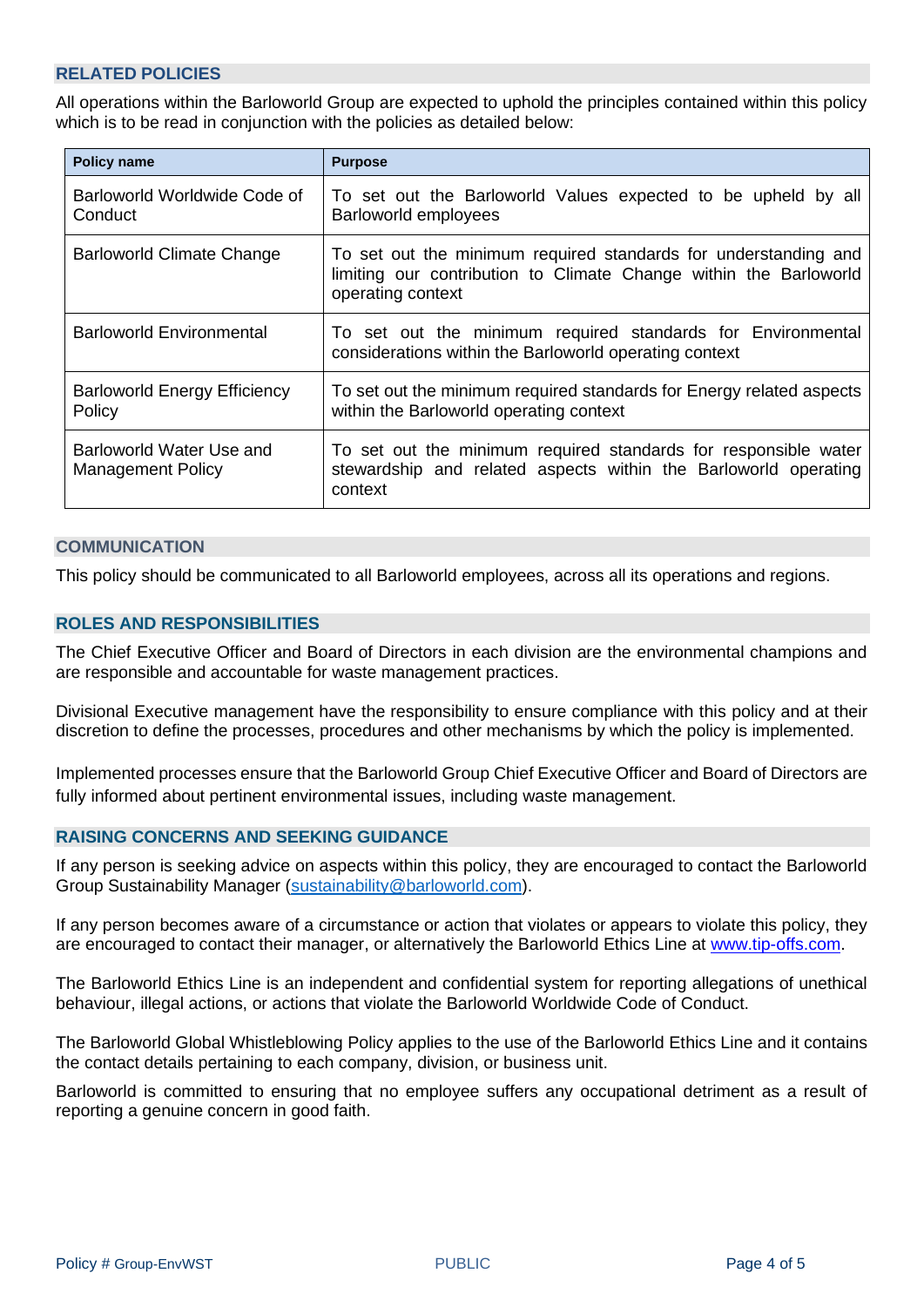## RELATED POLICIES

All operations within the Barloworld Group are expected to uphold the principles contained within this policy which is to be read in conjunction with the policies as detailed below:

| Policy name | Purpose |
|---|---|
| Barloworld Worldwide Code of Conduct | To set out the Barloworld Values expected to be upheld by all Barloworld employees |
| Barloworld Climate Change | To set out the minimum required standards for understanding and limiting our contribution to Climate Change within the Barloworld operating context |
| Barloworld Environmental | To set out the minimum required standards for Environmental considerations within the Barloworld operating context |
| Barloworld Energy Efficiency Policy | To set out the minimum required standards for Energy related aspects within the Barloworld operating context |
| Barloworld Water Use and Management Policy | To set out the minimum required standards for responsible water stewardship and related aspects within the Barloworld operating context |

## COMMUNICATION

This policy should be communicated to all Barloworld employees, across all its operations and regions.

## ROLES AND RESPONSIBILITIES

The Chief Executive Officer and Board of Directors in each division are the environmental champions and are responsible and accountable for waste management practices.

Divisional Executive management have the responsibility to ensure compliance with this policy and at their discretion to define the processes, procedures and other mechanisms by which the policy is implemented.

Implemented processes ensure that the Barloworld Group Chief Executive Officer and Board of Directors are fully informed about pertinent environmental issues, including waste management.

## RAISING CONCERNS AND SEEKING GUIDANCE

If any person is seeking advice on aspects within this policy, they are encouraged to contact the Barloworld Group Sustainability Manager (sustainability@barloworld.com).

If any person becomes aware of a circumstance or action that violates or appears to violate this policy, they are encouraged to contact their manager, or alternatively the Barloworld Ethics Line at www.tip-offs.com.

The Barloworld Ethics Line is an independent and confidential system for reporting allegations of unethical behaviour, illegal actions, or actions that violate the Barloworld Worldwide Code of Conduct.

The Barloworld Global Whistleblowing Policy applies to the use of the Barloworld Ethics Line and it contains the contact details pertaining to each company, division, or business unit.

Barloworld is committed to ensuring that no employee suffers any occupational detriment as a result of reporting a genuine concern in good faith.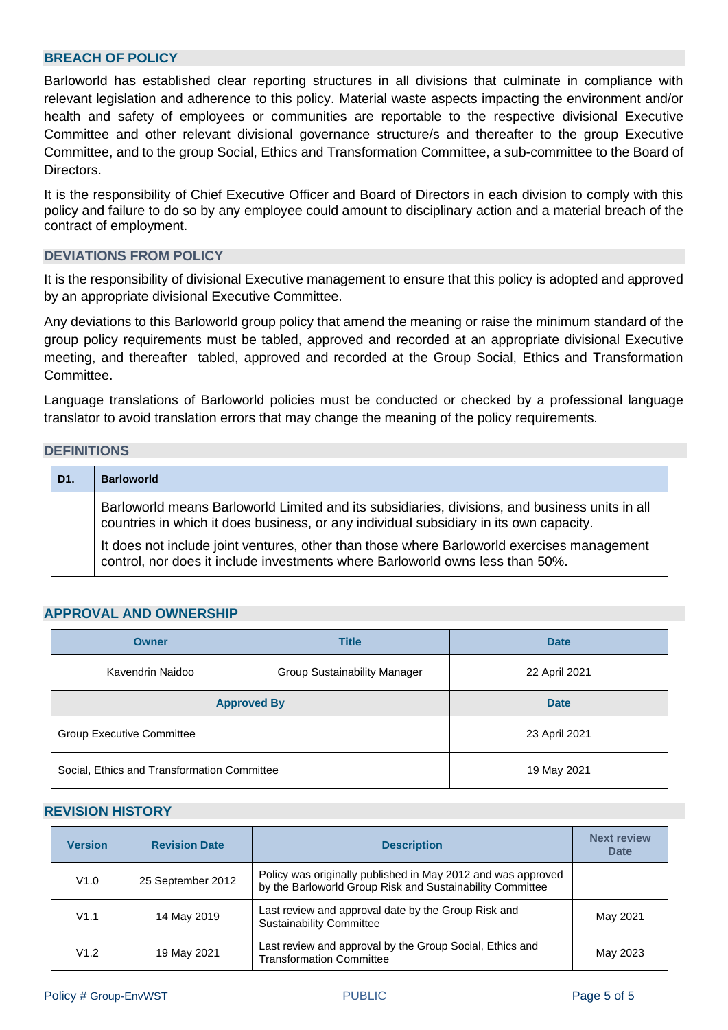## BREACH OF POLICY

Barloworld has established clear reporting structures in all divisions that culminate in compliance with relevant legislation and adherence to this policy. Material waste aspects impacting the environment and/or health and safety of employees or communities are reportable to the respective divisional Executive Committee and other relevant divisional governance structure/s and thereafter to the group Executive Committee, and to the group Social, Ethics and Transformation Committee, a sub-committee to the Board of Directors.

It is the responsibility of Chief Executive Officer and Board of Directors in each division to comply with this policy and failure to do so by any employee could amount to disciplinary action and a material breach of the contract of employment.

## DEVIATIONS FROM POLICY

It is the responsibility of divisional Executive management to ensure that this policy is adopted and approved by an appropriate divisional Executive Committee.

Any deviations to this Barloworld group policy that amend the meaning or raise the minimum standard of the group policy requirements must be tabled, approved and recorded at an appropriate divisional Executive meeting, and thereafter tabled, approved and recorded at the Group Social, Ethics and Transformation Committee.

Language translations of Barloworld policies must be conducted or checked by a professional language translator to avoid translation errors that may change the meaning of the policy requirements.

## DEFINITIONS

| D1. | Barloworld |
|---|---|
| | Barloworld means Barloworld Limited and its subsidiaries, divisions, and business units in all countries in which it does business, or any individual subsidiary in its own capacity.<br><br>It does not include joint ventures, other than those where Barloworld exercises management control, nor does it include investments where Barloworld owns less than 50%. |

## APPROVAL AND OWNERSHIP

| Owner | Title | Date |
|---|---|---|
| Kavendrin Naidoo | Group Sustainability Manager | 22 April 2021 |
| **Approved By** | | **Date** |
| Group Executive Committee | | 23 April 2021 |
| Social, Ethics and Transformation Committee | | 19 May 2021 |

## REVISION HISTORY

| Version | Revision Date | Description | Next review Date |
|---|---|---|---|
| V1.0 | 25 September 2012 | Policy was originally published in May 2012 and was approved by the Barloworld Group Risk and Sustainability Committee | |
| V1.1 | 14 May 2019 | Last review and approval date by the Group Risk and Sustainability Committee | May 2021 |
| V1.2 | 19 May 2021 | Last review and approval by the Group Social, Ethics and Transformation Committee | May 2023 |